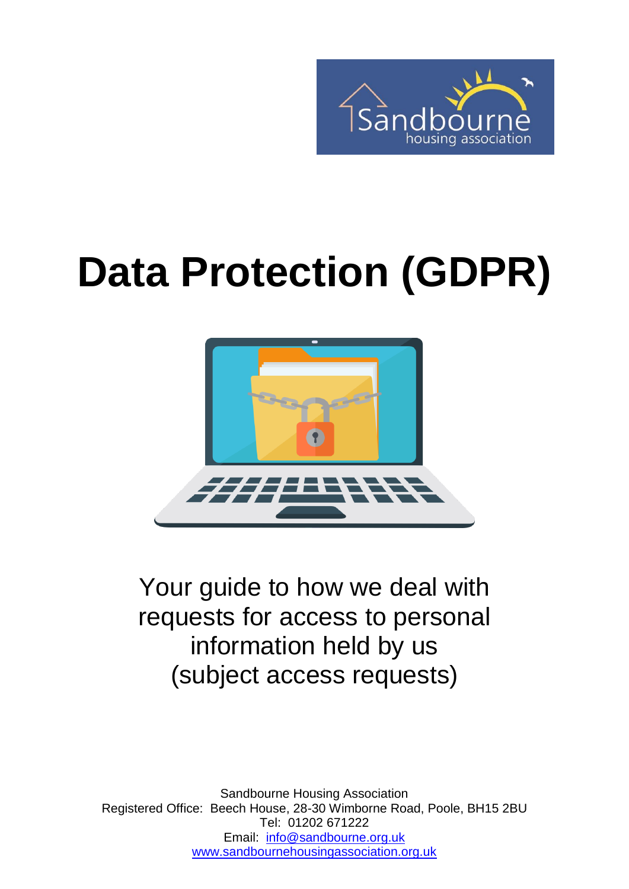# Data Protection (GDPR)

Your guide to how we deal with requests for access to personal information held by us (subject access requests)

Sandbourne Housing Association
Registered Office: Beech House, 28-30 Wimborne Road, Poole, BH15 2BU
Tel: 01202 671222
Email: [info@sandbourne.org.uk](mailto:info@sandbourne.org.uk)
[www.sandbournehousingassociation.org.uk](http://www.sandbournehousingassociation.org.uk)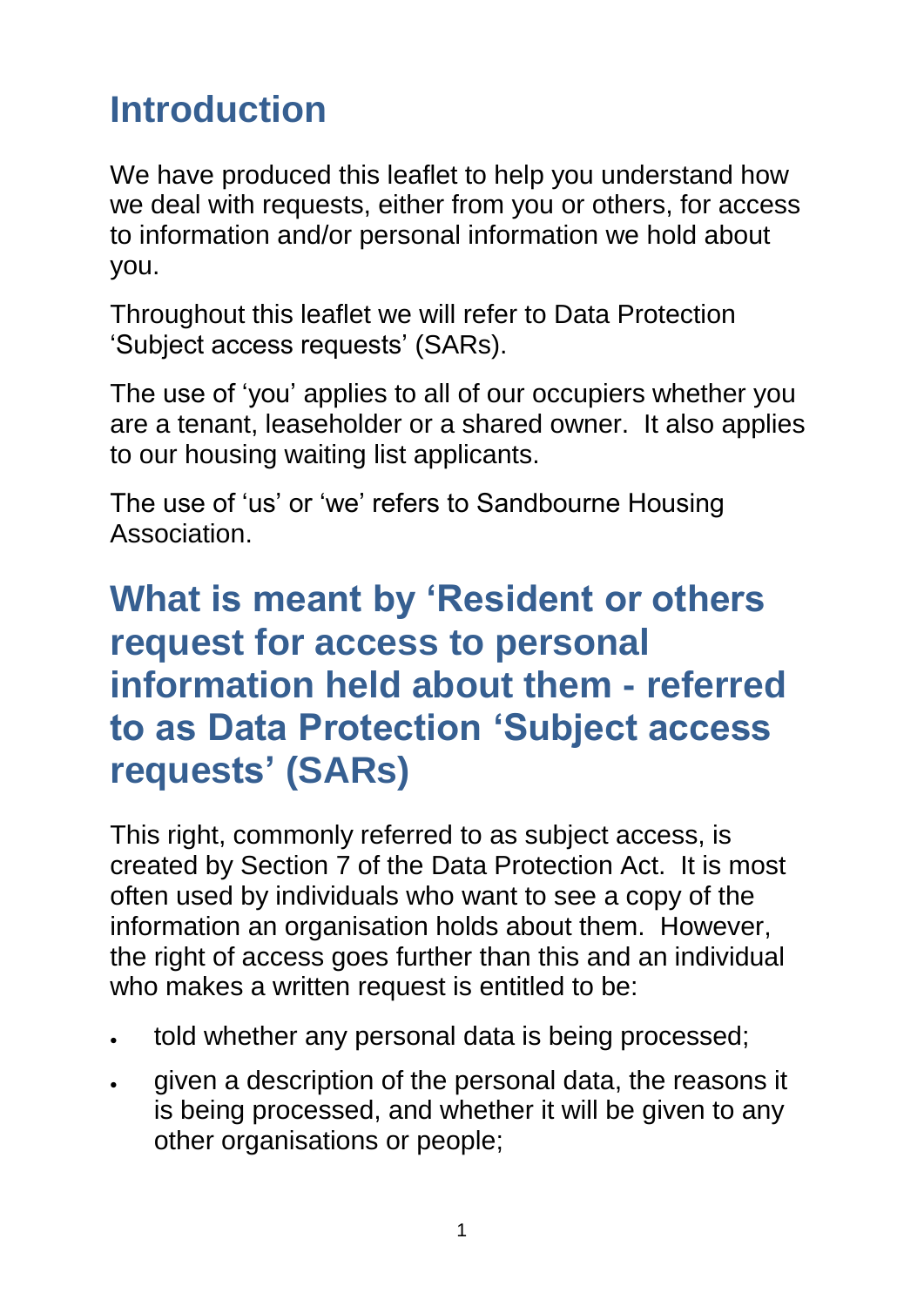# Introduction

We have produced this leaflet to help you understand how we deal with requests, either from you or others, for access to information and/or personal information we hold about you.

Throughout this leaflet we will refer to Data Protection 'Subject access requests' (SARs).

The use of 'you' applies to all of our occupiers whether you are a tenant, leaseholder or a shared owner. It also applies to our housing waiting list applicants.

The use of 'us' or 'we' refers to Sandbourne Housing Association.

# What is meant by 'Resident or others request for access to personal information held about them - referred to as Data Protection 'Subject access requests' (SARs)

This right, commonly referred to as subject access, is created by Section 7 of the Data Protection Act. It is most often used by individuals who want to see a copy of the information an organisation holds about them. However, the right of access goes further than this and an individual who makes a written request is entitled to be:

- told whether any personal data is being processed;
- given a description of the personal data, the reasons it is being processed, and whether it will be given to any other organisations or people;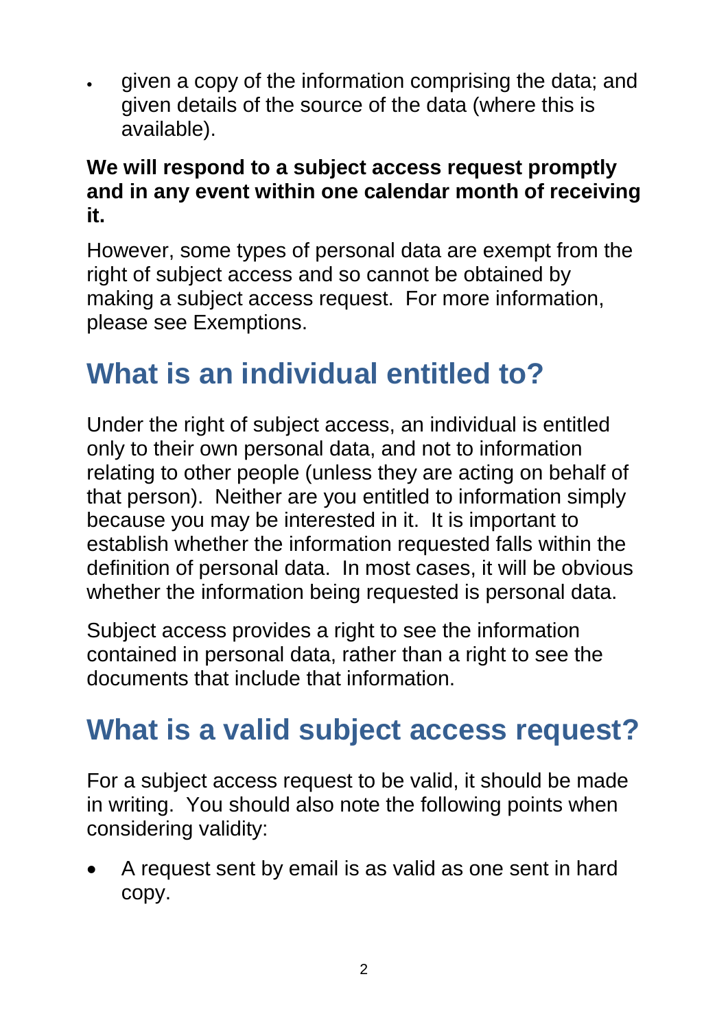- given a copy of the information comprising the data; and given details of the source of the data (where this is available).

**We will respond to a subject access request promptly and in any event within one calendar month of receiving it.**

However, some types of personal data are exempt from the right of subject access and so cannot be obtained by making a subject access request. For more information, please see Exemptions.

## What is an individual entitled to?

Under the right of subject access, an individual is entitled only to their own personal data, and not to information relating to other people (unless they are acting on behalf of that person). Neither are you entitled to information simply because you may be interested in it. It is important to establish whether the information requested falls within the definition of personal data. In most cases, it will be obvious whether the information being requested is personal data.

Subject access provides a right to see the information contained in personal data, rather than a right to see the documents that include that information.

## What is a valid subject access request?

For a subject access request to be valid, it should be made in writing. You should also note the following points when considering validity:

- A request sent by email is as valid as one sent in hard copy.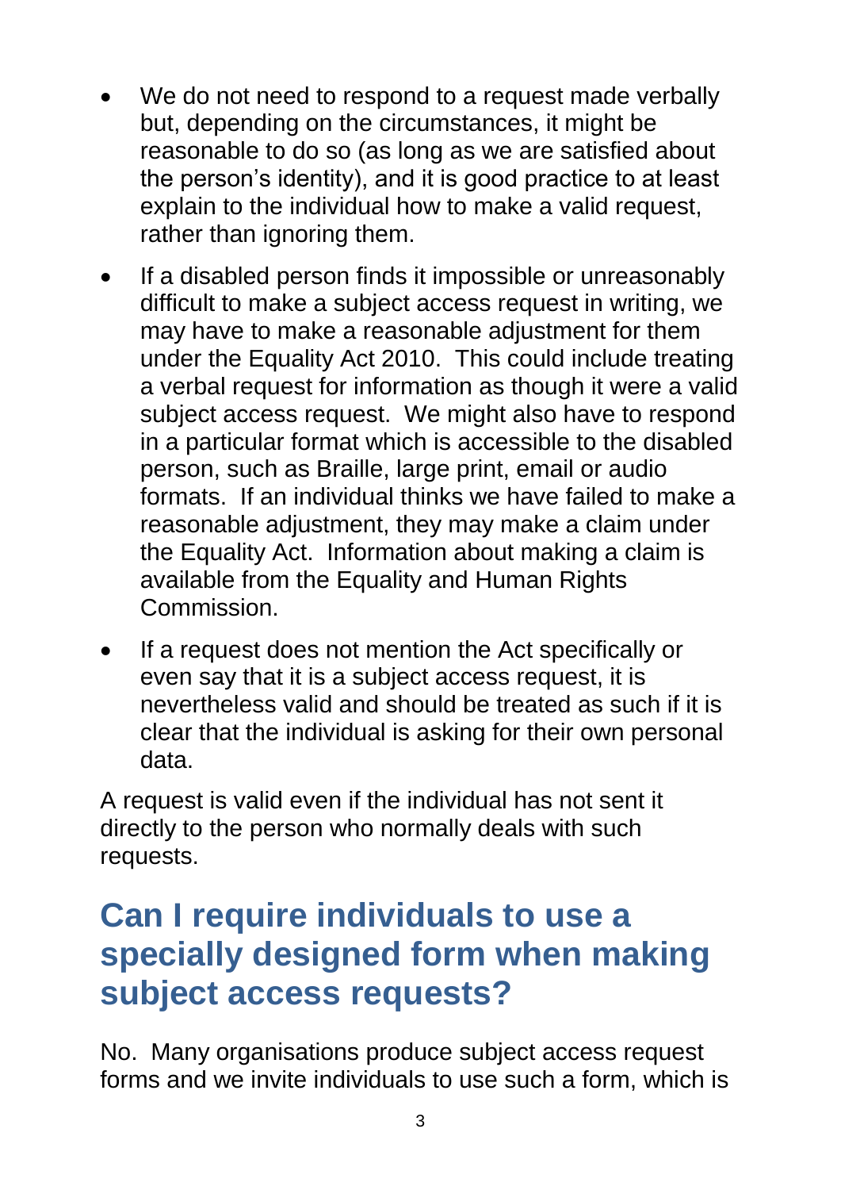- We do not need to respond to a request made verbally but, depending on the circumstances, it might be reasonable to do so (as long as we are satisfied about the person's identity), and it is good practice to at least explain to the individual how to make a valid request, rather than ignoring them.
- If a disabled person finds it impossible or unreasonably difficult to make a subject access request in writing, we may have to make a reasonable adjustment for them under the Equality Act 2010. This could include treating a verbal request for information as though it were a valid subject access request. We might also have to respond in a particular format which is accessible to the disabled person, such as Braille, large print, email or audio formats. If an individual thinks we have failed to make a reasonable adjustment, they may make a claim under the Equality Act. Information about making a claim is available from the Equality and Human Rights Commission.
- If a request does not mention the Act specifically or even say that it is a subject access request, it is nevertheless valid and should be treated as such if it is clear that the individual is asking for their own personal data.

A request is valid even if the individual has not sent it directly to the person who normally deals with such requests.

## Can I require individuals to use a specially designed form when making subject access requests?

No. Many organisations produce subject access request forms and we invite individuals to use such a form, which is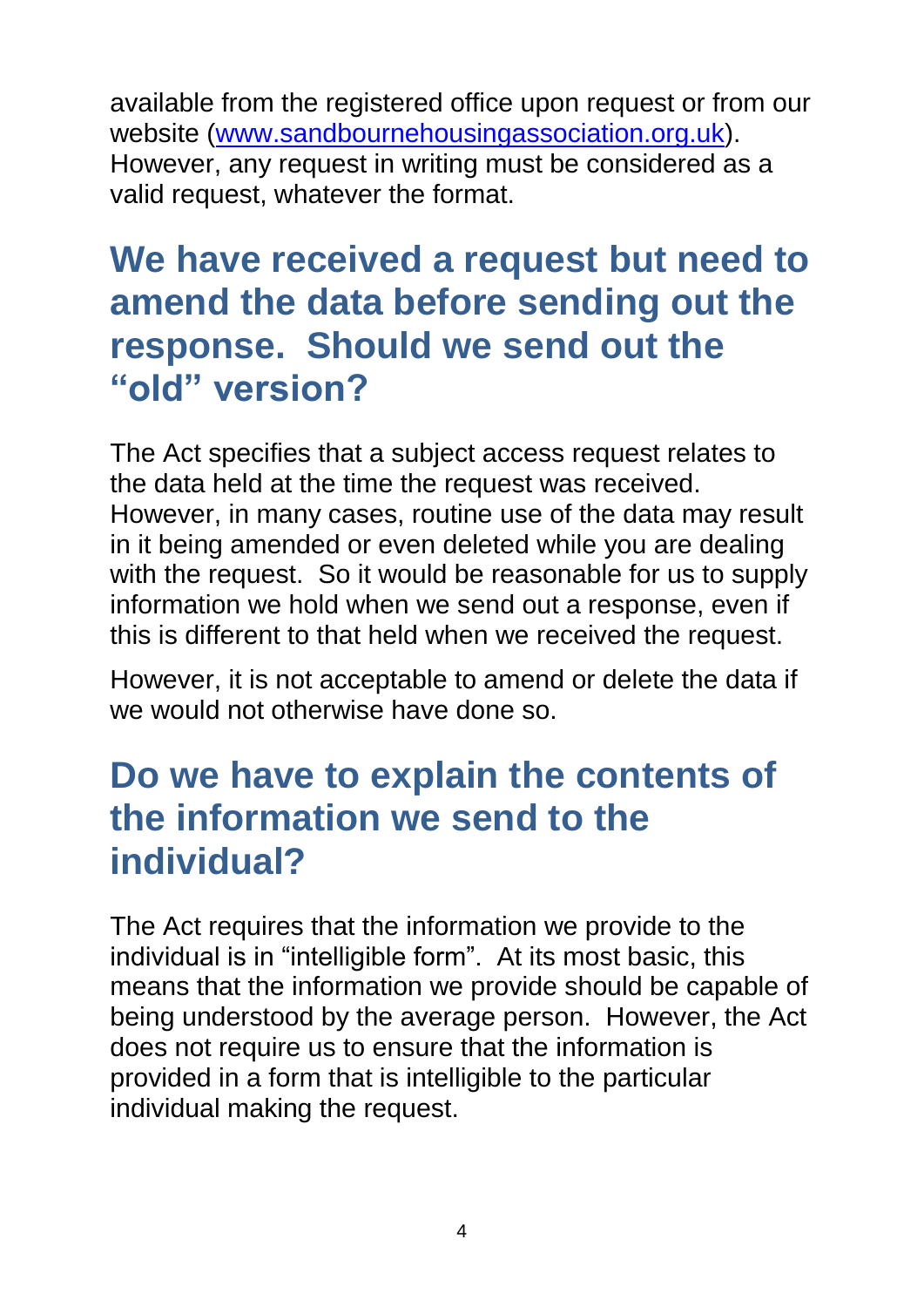available from the registered office upon request or from our website ([www.sandbournehousingassociation.org.uk](http://www.sandbournehousingassociation.org.uk)). However, any request in writing must be considered as a valid request, whatever the format.

## We have received a request but need to amend the data before sending out the response. Should we send out the "old" version?

The Act specifies that a subject access request relates to the data held at the time the request was received. However, in many cases, routine use of the data may result in it being amended or even deleted while you are dealing with the request. So it would be reasonable for us to supply information we hold when we send out a response, even if this is different to that held when we received the request.

However, it is not acceptable to amend or delete the data if we would not otherwise have done so.

## Do we have to explain the contents of the information we send to the individual?

The Act requires that the information we provide to the individual is in "intelligible form". At its most basic, this means that the information we provide should be capable of being understood by the average person. However, the Act does not require us to ensure that the information is provided in a form that is intelligible to the particular individual making the request.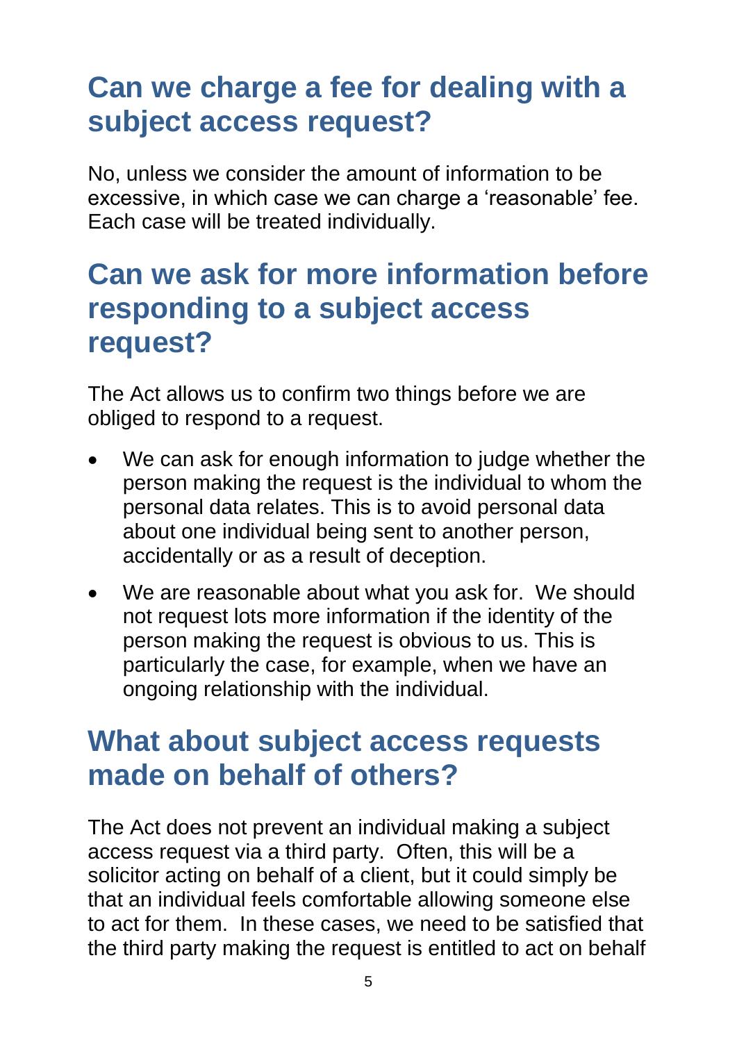## Can we charge a fee for dealing with a subject access request?

No, unless we consider the amount of information to be excessive, in which case we can charge a 'reasonable' fee. Each case will be treated individually.

## Can we ask for more information before responding to a subject access request?

The Act allows us to confirm two things before we are obliged to respond to a request.

- We can ask for enough information to judge whether the person making the request is the individual to whom the personal data relates. This is to avoid personal data about one individual being sent to another person, accidentally or as a result of deception.
- We are reasonable about what you ask for. We should not request lots more information if the identity of the person making the request is obvious to us. This is particularly the case, for example, when we have an ongoing relationship with the individual.

## What about subject access requests made on behalf of others?

The Act does not prevent an individual making a subject access request via a third party. Often, this will be a solicitor acting on behalf of a client, but it could simply be that an individual feels comfortable allowing someone else to act for them. In these cases, we need to be satisfied that the third party making the request is entitled to act on behalf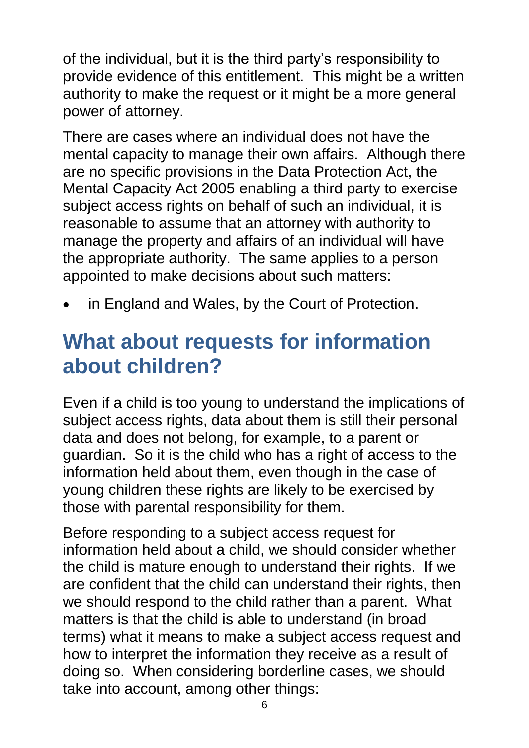of the individual, but it is the third party's responsibility to provide evidence of this entitlement. This might be a written authority to make the request or it might be a more general power of attorney.

There are cases where an individual does not have the mental capacity to manage their own affairs. Although there are no specific provisions in the Data Protection Act, the Mental Capacity Act 2005 enabling a third party to exercise subject access rights on behalf of such an individual, it is reasonable to assume that an attorney with authority to manage the property and affairs of an individual will have the appropriate authority. The same applies to a person appointed to make decisions about such matters:

- in England and Wales, by the Court of Protection.

## What about requests for information about children?

Even if a child is too young to understand the implications of subject access rights, data about them is still their personal data and does not belong, for example, to a parent or guardian. So it is the child who has a right of access to the information held about them, even though in the case of young children these rights are likely to be exercised by those with parental responsibility for them.

Before responding to a subject access request for information held about a child, we should consider whether the child is mature enough to understand their rights. If we are confident that the child can understand their rights, then we should respond to the child rather than a parent. What matters is that the child is able to understand (in broad terms) what it means to make a subject access request and how to interpret the information they receive as a result of doing so. When considering borderline cases, we should take into account, among other things: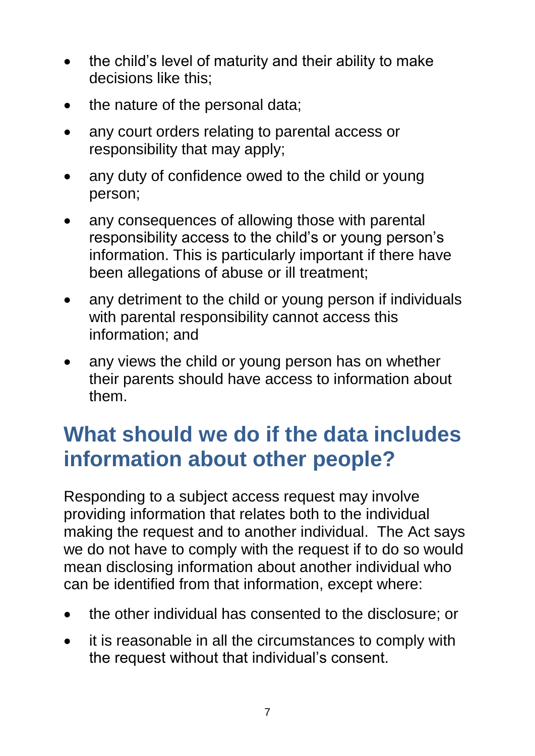- the child's level of maturity and their ability to make decisions like this;
- the nature of the personal data;
- any court orders relating to parental access or responsibility that may apply;
- any duty of confidence owed to the child or young person;
- any consequences of allowing those with parental responsibility access to the child's or young person's information. This is particularly important if there have been allegations of abuse or ill treatment;
- any detriment to the child or young person if individuals with parental responsibility cannot access this information; and
- any views the child or young person has on whether their parents should have access to information about them.

## What should we do if the data includes information about other people?

Responding to a subject access request may involve providing information that relates both to the individual making the request and to another individual. The Act says we do not have to comply with the request if to do so would mean disclosing information about another individual who can be identified from that information, except where:

- the other individual has consented to the disclosure; or
- it is reasonable in all the circumstances to comply with the request without that individual's consent.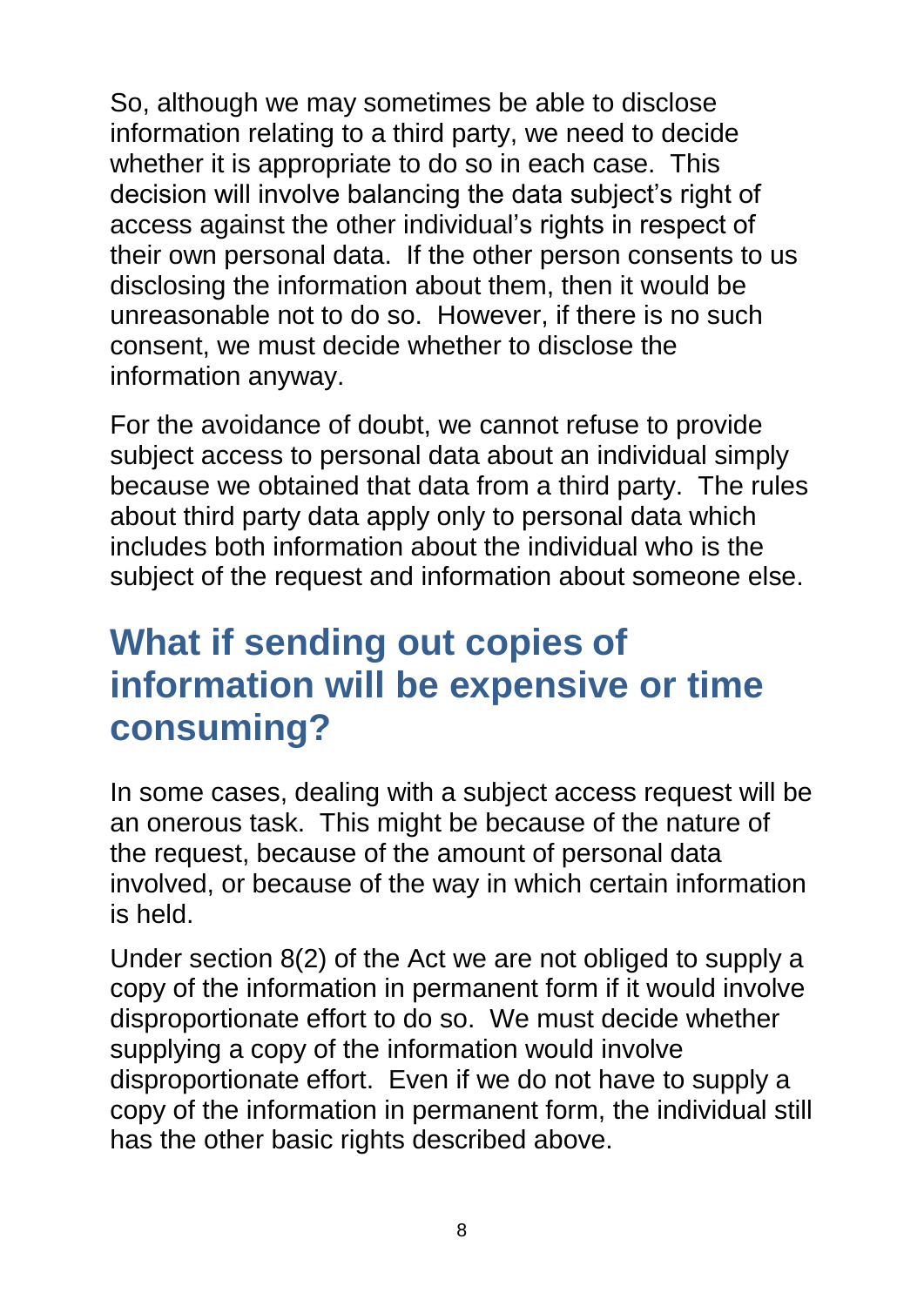So, although we may sometimes be able to disclose information relating to a third party, we need to decide whether it is appropriate to do so in each case. This decision will involve balancing the data subject's right of access against the other individual's rights in respect of their own personal data. If the other person consents to us disclosing the information about them, then it would be unreasonable not to do so. However, if there is no such consent, we must decide whether to disclose the information anyway.

For the avoidance of doubt, we cannot refuse to provide subject access to personal data about an individual simply because we obtained that data from a third party. The rules about third party data apply only to personal data which includes both information about the individual who is the subject of the request and information about someone else.

## What if sending out copies of information will be expensive or time consuming?

In some cases, dealing with a subject access request will be an onerous task. This might be because of the nature of the request, because of the amount of personal data involved, or because of the way in which certain information is held.

Under section 8(2) of the Act we are not obliged to supply a copy of the information in permanent form if it would involve disproportionate effort to do so. We must decide whether supplying a copy of the information would involve disproportionate effort. Even if we do not have to supply a copy of the information in permanent form, the individual still has the other basic rights described above.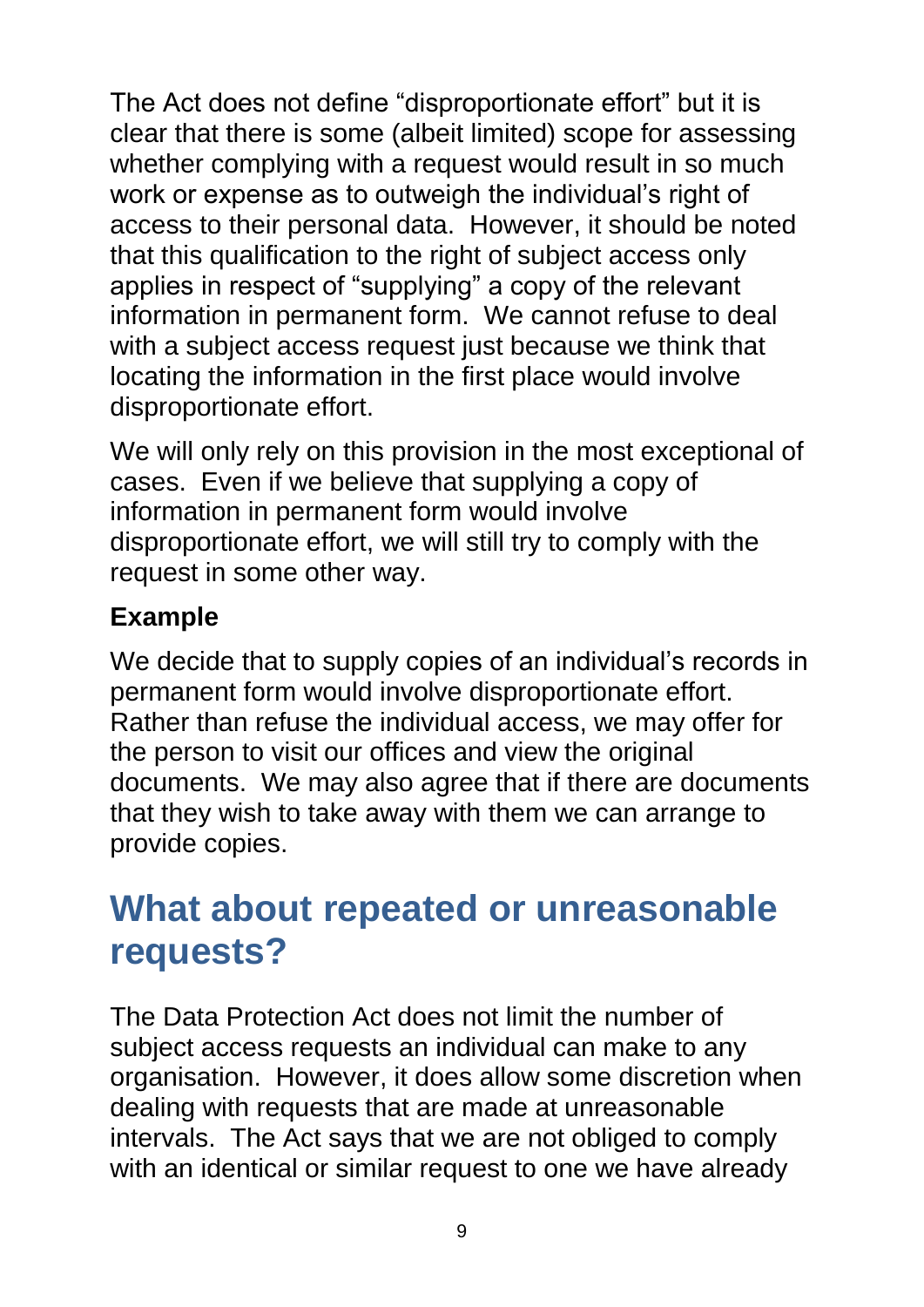The Act does not define "disproportionate effort" but it is clear that there is some (albeit limited) scope for assessing whether complying with a request would result in so much work or expense as to outweigh the individual's right of access to their personal data. However, it should be noted that this qualification to the right of subject access only applies in respect of "supplying" a copy of the relevant information in permanent form. We cannot refuse to deal with a subject access request just because we think that locating the information in the first place would involve disproportionate effort.

We will only rely on this provision in the most exceptional of cases. Even if we believe that supplying a copy of information in permanent form would involve disproportionate effort, we will still try to comply with the request in some other way.

**Example**

We decide that to supply copies of an individual's records in permanent form would involve disproportionate effort. Rather than refuse the individual access, we may offer for the person to visit our offices and view the original documents. We may also agree that if there are documents that they wish to take away with them we can arrange to provide copies.

## What about repeated or unreasonable requests?

The Data Protection Act does not limit the number of subject access requests an individual can make to any organisation. However, it does allow some discretion when dealing with requests that are made at unreasonable intervals. The Act says that we are not obliged to comply with an identical or similar request to one we have already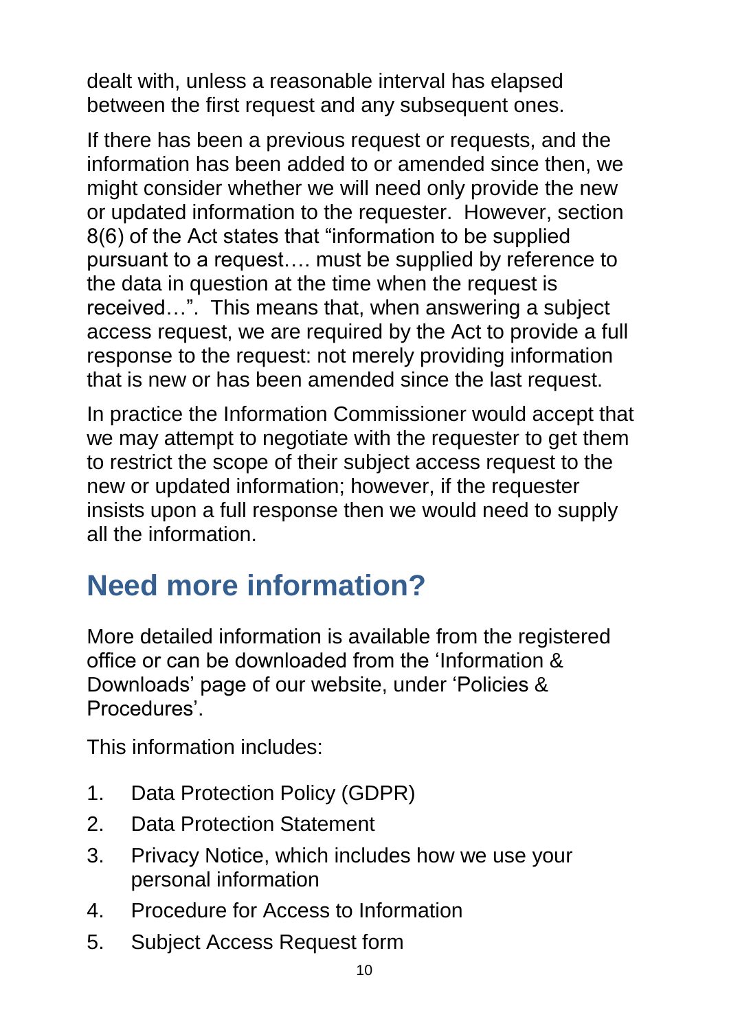dealt with, unless a reasonable interval has elapsed between the first request and any subsequent ones.

If there has been a previous request or requests, and the information has been added to or amended since then, we might consider whether we will need only provide the new or updated information to the requester. However, section 8(6) of the Act states that "information to be supplied pursuant to a request…. must be supplied by reference to the data in question at the time when the request is received…". This means that, when answering a subject access request, we are required by the Act to provide a full response to the request: not merely providing information that is new or has been amended since the last request.

In practice the Information Commissioner would accept that we may attempt to negotiate with the requester to get them to restrict the scope of their subject access request to the new or updated information; however, if the requester insists upon a full response then we would need to supply all the information.

## Need more information?

More detailed information is available from the registered office or can be downloaded from the 'Information & Downloads' page of our website, under 'Policies & Procedures'.

This information includes:

1. Data Protection Policy (GDPR)
2. Data Protection Statement
3. Privacy Notice, which includes how we use your personal information
4. Procedure for Access to Information
5. Subject Access Request form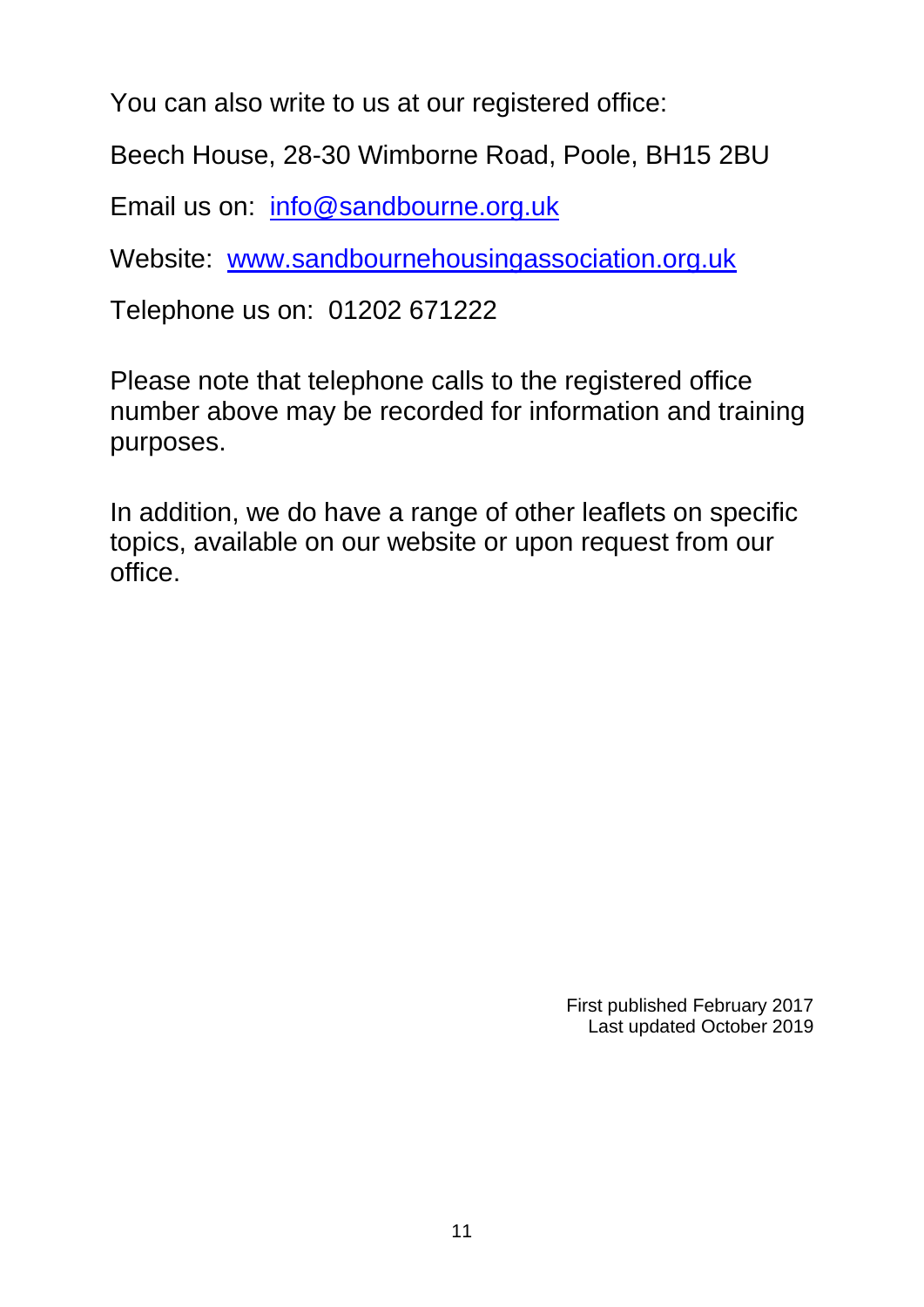You can also write to us at our registered office:

Beech House, 28-30 Wimborne Road, Poole, BH15 2BU

Email us on: [info@sandbourne.org.uk](mailto:info@sandbourne.org.uk)

Website: [www.sandbournehousingassociation.org.uk](http://www.sandbournehousingassociation.org.uk)

Telephone us on: 01202 671222

Please note that telephone calls to the registered office number above may be recorded for information and training purposes.

In addition, we do have a range of other leaflets on specific topics, available on our website or upon request from our office.

First published February 2017
Last updated October 2019